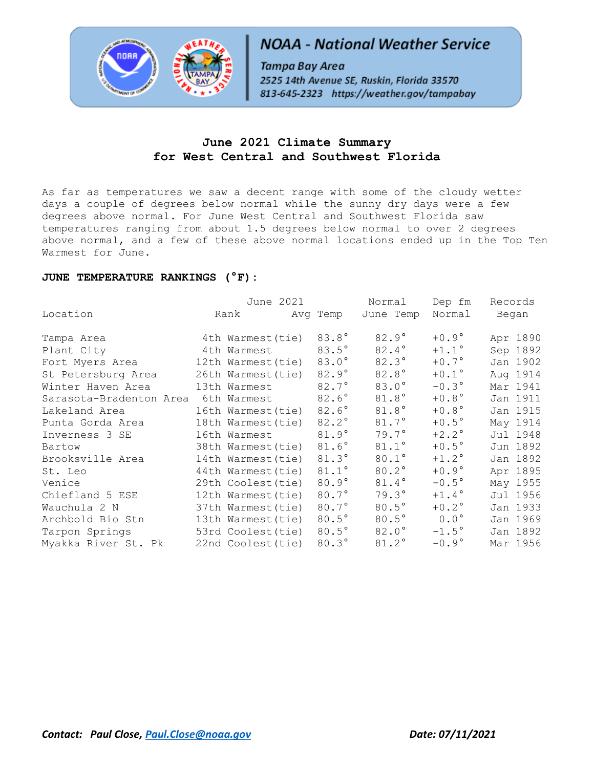NOAA - National Weather Service

Tampa Bay Area

2525 14th Avenue SE, Ruskin, Florida 33570

813-645-2323 https://weather.gov/tampabay

# June 2021 Climate Summary
# for West Central and Southwest Florida

As far as temperatures we saw a decent range with some of the cloudy wetter days a couple of degrees below normal while the sunny dry days were a few degrees above normal. For June West Central and Southwest Florida saw temperatures ranging from about 1.5 degrees below normal to over 2 degrees above normal, and a few of these above normal locations ended up in the Top Ten Warmest for June.

### JUNE TEMPERATURE RANKINGS (°F):

| Location | June 2021 Rank | June 2021 Avg Temp | Normal June Temp | Dep fm Normal | Records Began |
|---|---|---|---|---|---|
| Tampa Area | 4th Warmest(tie) | 83.8° | 82.9° | +0.9° | Apr 1890 |
| Plant City | 4th Warmest | 83.5° | 82.4° | +1.1° | Sep 1892 |
| Fort Myers Area | 12th Warmest(tie) | 83.0° | 82.3° | +0.7° | Jan 1902 |
| St Petersburg Area | 26th Warmest(tie) | 82.9° | 82.8° | +0.1° | Aug 1914 |
| Winter Haven Area | 13th Warmest | 82.7° | 83.0° | -0.3° | Mar 1941 |
| Sarasota-Bradenton Area | 6th Warmest | 82.6° | 81.8° | +0.8° | Jan 1911 |
| Lakeland Area | 16th Warmest(tie) | 82.6° | 81.8° | +0.8° | Jan 1915 |
| Punta Gorda Area | 18th Warmest(tie) | 82.2° | 81.7° | +0.5° | May 1914 |
| Inverness 3 SE | 16th Warmest | 81.9° | 79.7° | +2.2° | Jul 1948 |
| Bartow | 38th Warmest(tie) | 81.6° | 81.1° | +0.5° | Jun 1892 |
| Brooksville Area | 14th Warmest(tie) | 81.3° | 80.1° | +1.2° | Jan 1892 |
| St. Leo | 44th Warmest(tie) | 81.1° | 80.2° | +0.9° | Apr 1895 |
| Venice | 29th Coolest(tie) | 80.9° | 81.4° | -0.5° | May 1955 |
| Chiefland 5 ESE | 12th Warmest(tie) | 80.7° | 79.3° | +1.4° | Jul 1956 |
| Wauchula 2 N | 37th Warmest(tie) | 80.7° | 80.5° | +0.2° | Jan 1933 |
| Archbold Bio Stn | 13th Warmest(tie) | 80.5° | 80.5° | 0.0° | Jan 1969 |
| Tarpon Springs | 53rd Coolest(tie) | 80.5° | 82.0° | -1.5° | Jan 1892 |
| Myakka River St. Pk | 22nd Coolest(tie) | 80.3° | 81.2° | -0.9° | Mar 1956 |

***Contact: Paul Close, Paul.Close@noaa.gov*** ***Date: 07/11/2021***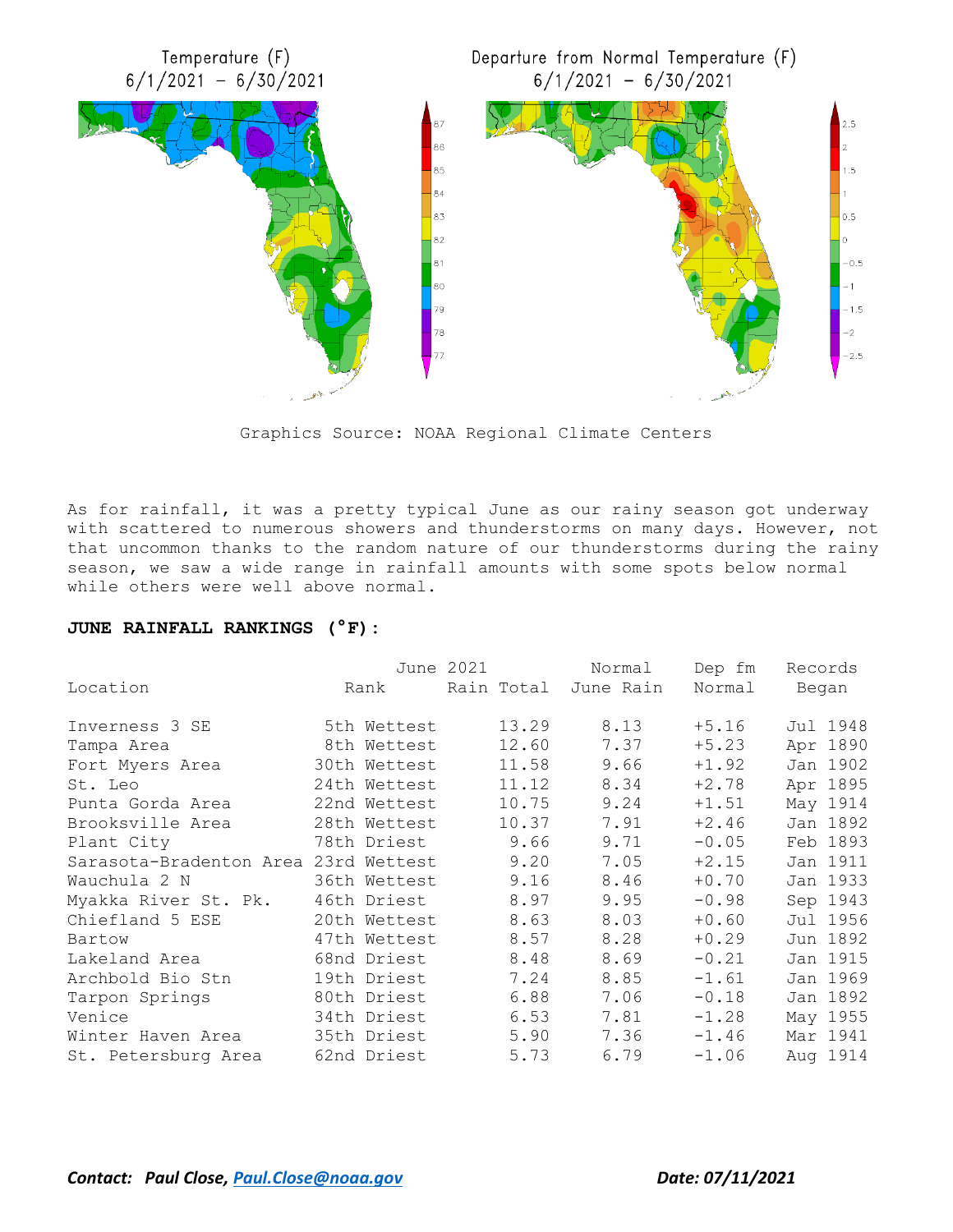Graphics Source: NOAA Regional Climate Centers

As for rainfall, it was a pretty typical June as our rainy season got underway with scattered to numerous showers and thunderstorms on many days. However, not that uncommon thanks to the random nature of our thunderstorms during the rainy season, we saw a wide range in rainfall amounts with some spots below normal while others were well above normal.

**JUNE RAINFALL RANKINGS (°F):**

| Location | June 2021 Rank | June 2021 Rain Total | Normal June Rain | Dep fm Normal | Records Began |
|---|---|---|---|---|---|
| Inverness 3 SE | 5th Wettest | 13.29 | 8.13 | +5.16 | Jul 1948 |
| Tampa Area | 8th Wettest | 12.60 | 7.37 | +5.23 | Apr 1890 |
| Fort Myers Area | 30th Wettest | 11.58 | 9.66 | +1.92 | Jan 1902 |
| St. Leo | 24th Wettest | 11.12 | 8.34 | +2.78 | Apr 1895 |
| Punta Gorda Area | 22nd Wettest | 10.75 | 9.24 | +1.51 | May 1914 |
| Brooksville Area | 28th Wettest | 10.37 | 7.91 | +2.46 | Jan 1892 |
| Plant City | 78th Driest | 9.66 | 9.71 | -0.05 | Feb 1893 |
| Sarasota-Bradenton Area | 23rd Wettest | 9.20 | 7.05 | +2.15 | Jan 1911 |
| Wauchula 2 N | 36th Wettest | 9.16 | 8.46 | +0.70 | Jan 1933 |
| Myakka River St. Pk. | 46th Driest | 8.97 | 9.95 | -0.98 | Sep 1943 |
| Chiefland 5 ESE | 20th Wettest | 8.63 | 8.03 | +0.60 | Jul 1956 |
| Bartow | 47th Wettest | 8.57 | 8.28 | +0.29 | Jun 1892 |
| Lakeland Area | 68nd Driest | 8.48 | 8.69 | -0.21 | Jan 1915 |
| Archbold Bio Stn | 19th Driest | 7.24 | 8.85 | -1.61 | Jan 1969 |
| Tarpon Springs | 80th Driest | 6.88 | 7.06 | -0.18 | Jan 1892 |
| Venice | 34th Driest | 6.53 | 7.81 | -1.28 | May 1955 |
| Winter Haven Area | 35th Driest | 5.90 | 7.36 | -1.46 | Mar 1941 |
| St. Petersburg Area | 62nd Driest | 5.73 | 6.79 | -1.06 | Aug 1914 |

***Contact: Paul Close, Paul.Close@noaa.gov*** ***Date: 07/11/2021***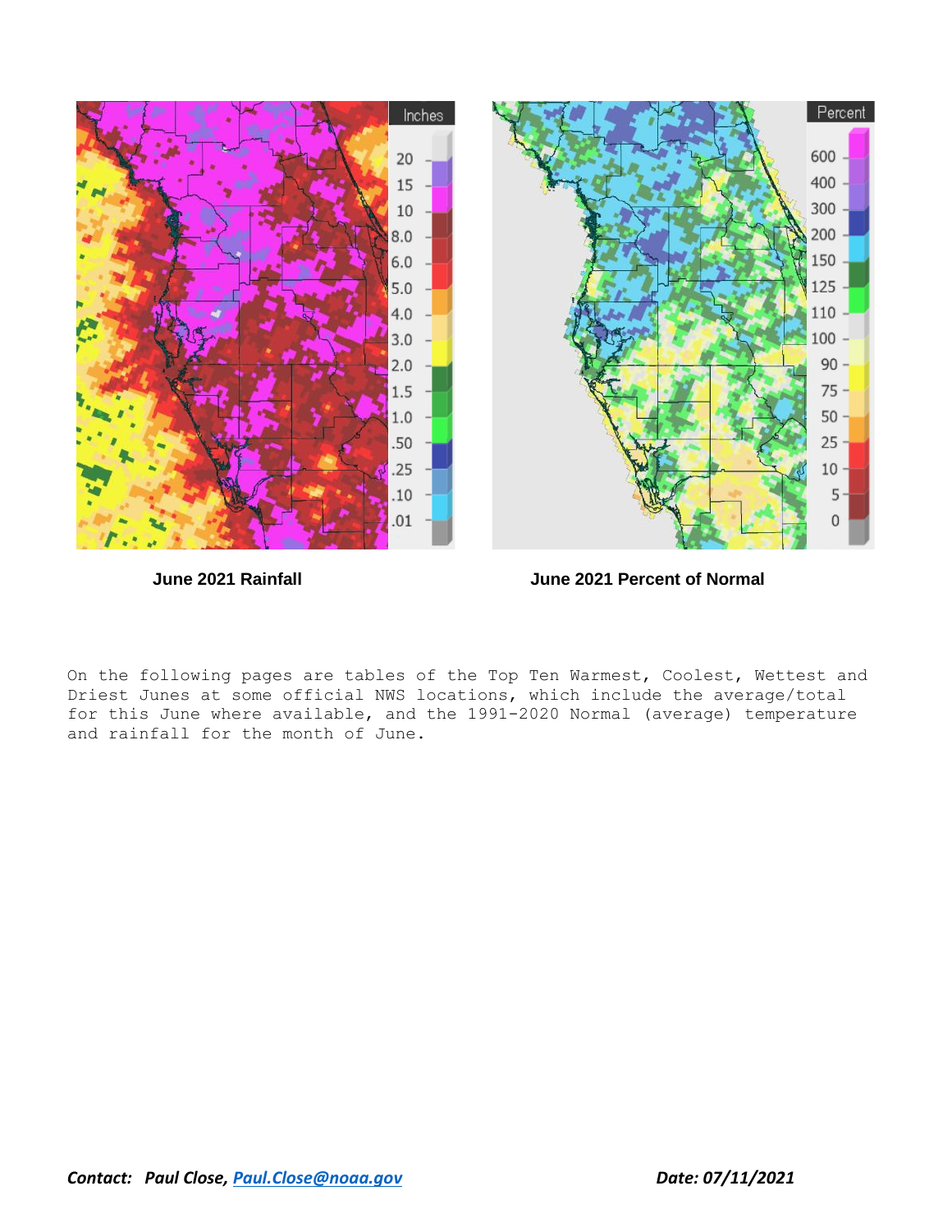**June 2021 Rainfall**

**June 2021 Percent of Normal**

On the following pages are tables of the Top Ten Warmest, Coolest, Wettest and Driest Junes at some official NWS locations, which include the average/total for this June where available, and the 1991-2020 Normal (average) temperature and rainfall for the month of June.

***Contact: Paul Close, [Paul.Close@noaa.gov](mailto:Paul.Close@noaa.gov)*** ***Date: 07/11/2021***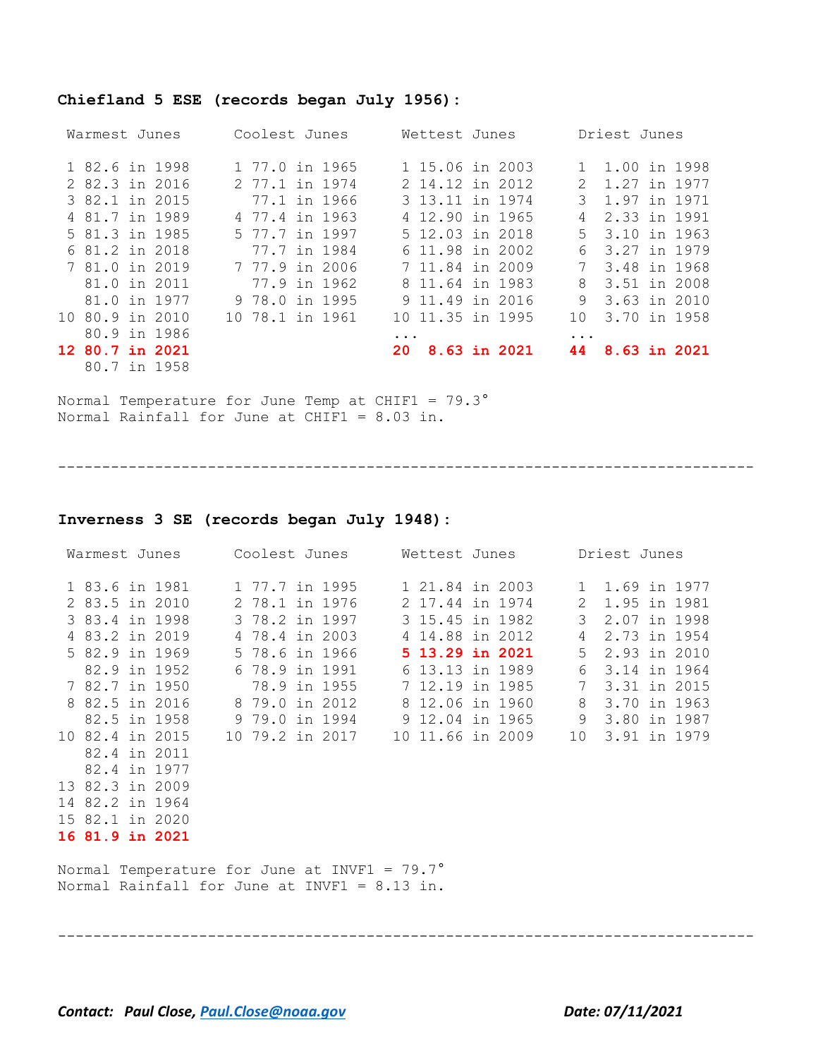**Chiefland 5 ESE (records began July 1956):**

| Warmest Junes | Coolest Junes | Wettest Junes | Driest Junes |
|---|---|---|---|
| 1 82.6 in 1998 | 1 77.0 in 1965 | 1 15.06 in 2003 | 1 1.00 in 1998 |
| 2 82.3 in 2016 | 2 77.1 in 1974 | 2 14.12 in 2012 | 2 1.27 in 1977 |
| 3 82.1 in 2015 | 77.1 in 1966 | 3 13.11 in 1974 | 3 1.97 in 1971 |
| 4 81.7 in 1989 | 4 77.4 in 1963 | 4 12.90 in 1965 | 4 2.33 in 1991 |
| 5 81.3 in 1985 | 5 77.7 in 1997 | 5 12.03 in 2018 | 5 3.10 in 1963 |
| 6 81.2 in 2018 | 77.7 in 1984 | 6 11.98 in 2002 | 6 3.27 in 1979 |
| 7 81.0 in 2019 | 7 77.9 in 2006 | 7 11.84 in 2009 | 7 3.48 in 1968 |
| 81.0 in 2011 | 77.9 in 1962 | 8 11.64 in 1983 | 8 3.51 in 2008 |
| 81.0 in 1977 | 9 78.0 in 1995 | 9 11.49 in 2016 | 9 3.63 in 2010 |
| 10 80.9 in 2010 | 10 78.1 in 1961 | 10 11.35 in 1995 | 10 3.70 in 1958 |
| 80.9 in 1986 | | ... | ... |
| **12 80.7 in 2021** | | **20 8.63 in 2021** | **44 8.63 in 2021** |
| 80.7 in 1958 | | | |

Normal Temperature for June Temp at CHIF1 = 79.3°
Normal Rainfall for June at CHIF1 = 8.03 in.

---

**Inverness 3 SE (records began July 1948):**

| Warmest Junes | Coolest Junes | Wettest Junes | Driest Junes |
|---|---|---|---|
| 1 83.6 in 1981 | 1 77.7 in 1995 | 1 21.84 in 2003 | 1 1.69 in 1977 |
| 2 83.5 in 2010 | 2 78.1 in 1976 | 2 17.44 in 1974 | 2 1.95 in 1981 |
| 3 83.4 in 1998 | 3 78.2 in 1997 | 3 15.45 in 1982 | 3 2.07 in 1998 |
| 4 83.2 in 2019 | 4 78.4 in 2003 | 4 14.88 in 2012 | 4 2.73 in 1954 |
| 5 82.9 in 1969 | 5 78.6 in 1966 | **5 13.29 in 2021** | 5 2.93 in 2010 |
| 82.9 in 1952 | 6 78.9 in 1991 | 6 13.13 in 1989 | 6 3.14 in 1964 |
| 7 82.7 in 1950 | 78.9 in 1955 | 7 12.19 in 1985 | 7 3.31 in 2015 |
| 8 82.5 in 2016 | 8 79.0 in 2012 | 8 12.06 in 1960 | 8 3.70 in 1963 |
| 82.5 in 1958 | 9 79.0 in 1994 | 9 12.04 in 1965 | 9 3.80 in 1987 |
| 10 82.4 in 2015 | 10 79.2 in 2017 | 10 11.66 in 2009 | 10 3.91 in 1979 |
| 82.4 in 2011 | | | |
| 82.4 in 1977 | | | |
| 13 82.3 in 2009 | | | |
| 14 82.2 in 1964 | | | |
| 15 82.1 in 2020 | | | |
| **16 81.9 in 2021** | | | |

Normal Temperature for June at INVF1 = 79.7°
Normal Rainfall for June at INVF1 = 8.13 in.

---

***Contact: Paul Close, Paul.Close@noaa.gov*** ***Date: 07/11/2021***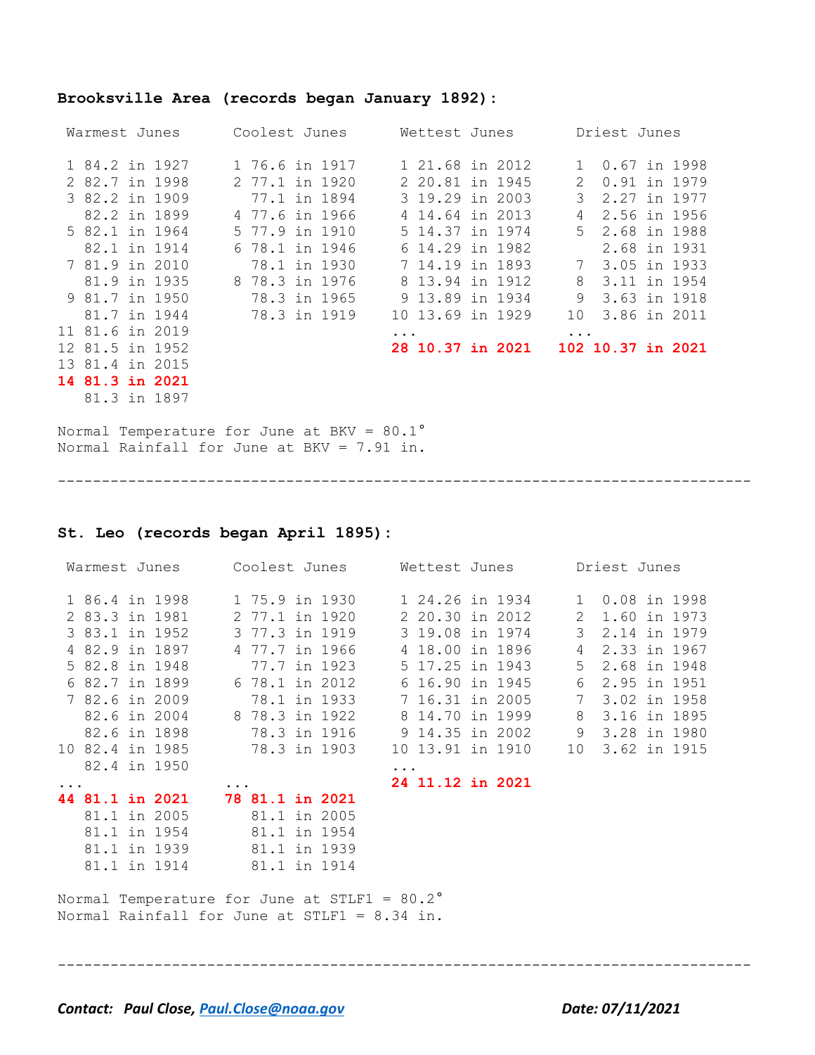**Brooksville Area (records began January 1892):**

| Warmest Junes | Coolest Junes | Wettest Junes | Driest Junes |
|---|---|---|---|
| 1 84.2 in 1927 | 1 76.6 in 1917 | 1 21.68 in 2012 | 1 0.67 in 1998 |
| 2 82.7 in 1998 | 2 77.1 in 1920 | 2 20.81 in 1945 | 2 0.91 in 1979 |
| 3 82.2 in 1909 | 77.1 in 1894 | 3 19.29 in 2003 | 3 2.27 in 1977 |
| 82.2 in 1899 | 4 77.6 in 1966 | 4 14.64 in 2013 | 4 2.56 in 1956 |
| 5 82.1 in 1964 | 5 77.9 in 1910 | 5 14.37 in 1974 | 5 2.68 in 1988 |
| 82.1 in 1914 | 6 78.1 in 1946 | 6 14.29 in 1982 | 2.68 in 1931 |
| 7 81.9 in 2010 | 78.1 in 1930 | 7 14.19 in 1893 | 7 3.05 in 1933 |
| 81.9 in 1935 | 8 78.3 in 1976 | 8 13.94 in 1912 | 8 3.11 in 1954 |
| 9 81.7 in 1950 | 78.3 in 1965 | 9 13.89 in 1934 | 9 3.63 in 1918 |
| 81.7 in 1944 | 78.3 in 1919 | 10 13.69 in 1929 | 10 3.86 in 2011 |
| 11 81.6 in 2019 | | ... | ... |
| 12 81.5 in 1952 | | **28 10.37 in 2021** | **102 10.37 in 2021** |
| 13 81.4 in 2015 | | | |
| **14 81.3 in 2021** | | | |
| 81.3 in 1897 | | | |

Normal Temperature for June at BKV = 80.1°
Normal Rainfall for June at BKV = 7.91 in.

---

**St. Leo (records began April 1895):**

| Warmest Junes | Coolest Junes | Wettest Junes | Driest Junes |
|---|---|---|---|
| 1 86.4 in 1998 | 1 75.9 in 1930 | 1 24.26 in 1934 | 1 0.08 in 1998 |
| 2 83.3 in 1981 | 2 77.1 in 1920 | 2 20.30 in 2012 | 2 1.60 in 1973 |
| 3 83.1 in 1952 | 3 77.3 in 1919 | 3 19.08 in 1974 | 3 2.14 in 1979 |
| 4 82.9 in 1897 | 4 77.7 in 1966 | 4 18.00 in 1896 | 4 2.33 in 1967 |
| 5 82.8 in 1948 | 77.7 in 1923 | 5 17.25 in 1943 | 5 2.68 in 1948 |
| 6 82.7 in 1899 | 6 78.1 in 2012 | 6 16.90 in 1945 | 6 2.95 in 1951 |
| 7 82.6 in 2009 | 78.1 in 1933 | 7 16.31 in 2005 | 7 3.02 in 1958 |
| 82.6 in 2004 | 8 78.3 in 1922 | 8 14.70 in 1999 | 8 3.16 in 1895 |
| 82.6 in 1898 | 78.3 in 1916 | 9 14.35 in 2002 | 9 3.28 in 1980 |
| 10 82.4 in 1985 | 78.3 in 1903 | 10 13.91 in 1910 | 10 3.62 in 1915 |
| 82.4 in 1950 | | ... | |
| ... | ... | **24 11.12 in 2021** | |
| **44 81.1 in 2021** | **78 81.1 in 2021** | | |
| 81.1 in 2005 | 81.1 in 2005 | | |
| 81.1 in 1954 | 81.1 in 1954 | | |
| 81.1 in 1939 | 81.1 in 1939 | | |
| 81.1 in 1914 | 81.1 in 1914 | | |

Normal Temperature for June at STLF1 = 80.2°
Normal Rainfall for June at STLF1 = 8.34 in.

---

***Contact: Paul Close, [Paul.Close@noaa.gov](mailto:Paul.Close@noaa.gov)*** ***Date: 07/11/2021***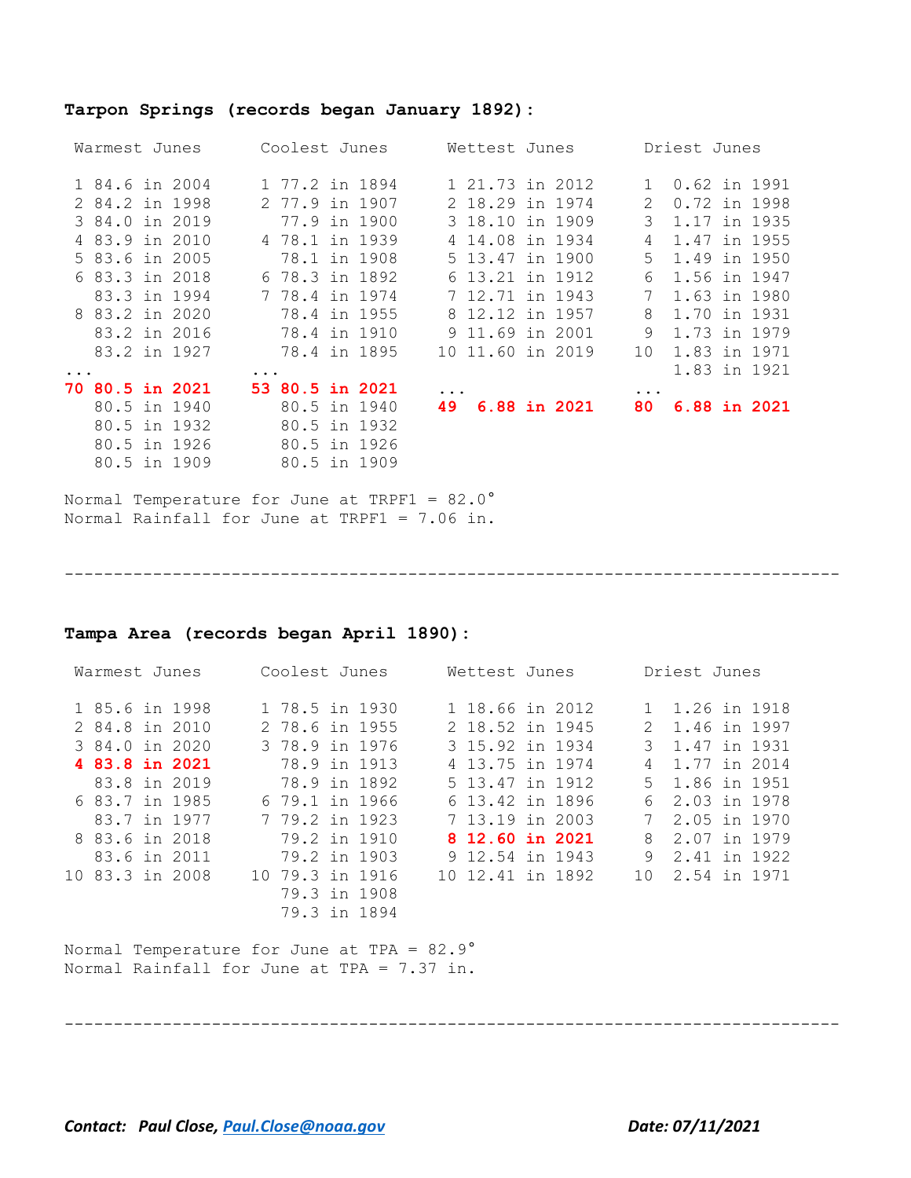**Tarpon Springs (records began January 1892):**

| Warmest Junes | Coolest Junes | Wettest Junes | Driest Junes |
|---|---|---|---|
| 1 84.6 in 2004 | 1 77.2 in 1894 | 1 21.73 in 2012 | 1 0.62 in 1991 |
| 2 84.2 in 1998 | 2 77.9 in 1907 | 2 18.29 in 1974 | 2 0.72 in 1998 |
| 3 84.0 in 2019 | 77.9 in 1900 | 3 18.10 in 1909 | 3 1.17 in 1935 |
| 4 83.9 in 2010 | 4 78.1 in 1939 | 4 14.08 in 1934 | 4 1.47 in 1955 |
| 5 83.6 in 2005 | 78.1 in 1908 | 5 13.47 in 1900 | 5 1.49 in 1950 |
| 6 83.3 in 2018 | 6 78.3 in 1892 | 6 13.21 in 1912 | 6 1.56 in 1947 |
| 83.3 in 1994 | 7 78.4 in 1974 | 7 12.71 in 1943 | 7 1.63 in 1980 |
| 8 83.2 in 2020 | 78.4 in 1955 | 8 12.12 in 1957 | 8 1.70 in 1931 |
| 83.2 in 2016 | 78.4 in 1910 | 9 11.69 in 2001 | 9 1.73 in 1979 |
| 83.2 in 1927 | 78.4 in 1895 | 10 11.60 in 2019 | 10 1.83 in 1971 |
| ... | ... | | 1.83 in 1921 |
| **70 80.5 in 2021** | **53 80.5 in 2021** | ... | ... |
| 80.5 in 1940 | 80.5 in 1940 | **49 6.88 in 2021** | **80 6.88 in 2021** |
| 80.5 in 1932 | 80.5 in 1932 | | |
| 80.5 in 1926 | 80.5 in 1926 | | |
| 80.5 in 1909 | 80.5 in 1909 | | |

Normal Temperature for June at TRPF1 = 82.0°
Normal Rainfall for June at TRPF1 = 7.06 in.

---

**Tampa Area (records began April 1890):**

| Warmest Junes | Coolest Junes | Wettest Junes | Driest Junes |
|---|---|---|---|
| 1 85.6 in 1998 | 1 78.5 in 1930 | 1 18.66 in 2012 | 1 1.26 in 1918 |
| 2 84.8 in 2010 | 2 78.6 in 1955 | 2 18.52 in 1945 | 2 1.46 in 1997 |
| 3 84.0 in 2020 | 3 78.9 in 1976 | 3 15.92 in 1934 | 3 1.47 in 1931 |
| **4 83.8 in 2021** | 78.9 in 1913 | 4 13.75 in 1974 | 4 1.77 in 2014 |
| 83.8 in 2019 | 78.9 in 1892 | 5 13.47 in 1912 | 5 1.86 in 1951 |
| 6 83.7 in 1985 | 6 79.1 in 1966 | 6 13.42 in 1896 | 6 2.03 in 1978 |
| 83.7 in 1977 | 7 79.2 in 1923 | 7 13.19 in 2003 | 7 2.05 in 1970 |
| 8 83.6 in 2018 | 79.2 in 1910 | **8 12.60 in 2021** | 8 2.07 in 1979 |
| 83.6 in 2011 | 79.2 in 1903 | 9 12.54 in 1943 | 9 2.41 in 1922 |
| 10 83.3 in 2008 | 10 79.3 in 1916 | 10 12.41 in 1892 | 10 2.54 in 1971 |
| | 79.3 in 1908 | | |
| | 79.3 in 1894 | | |

Normal Temperature for June at TPA = 82.9°
Normal Rainfall for June at TPA = 7.37 in.

---

***Contact: Paul Close, Paul.Close@noaa.gov*** ***Date: 07/11/2021***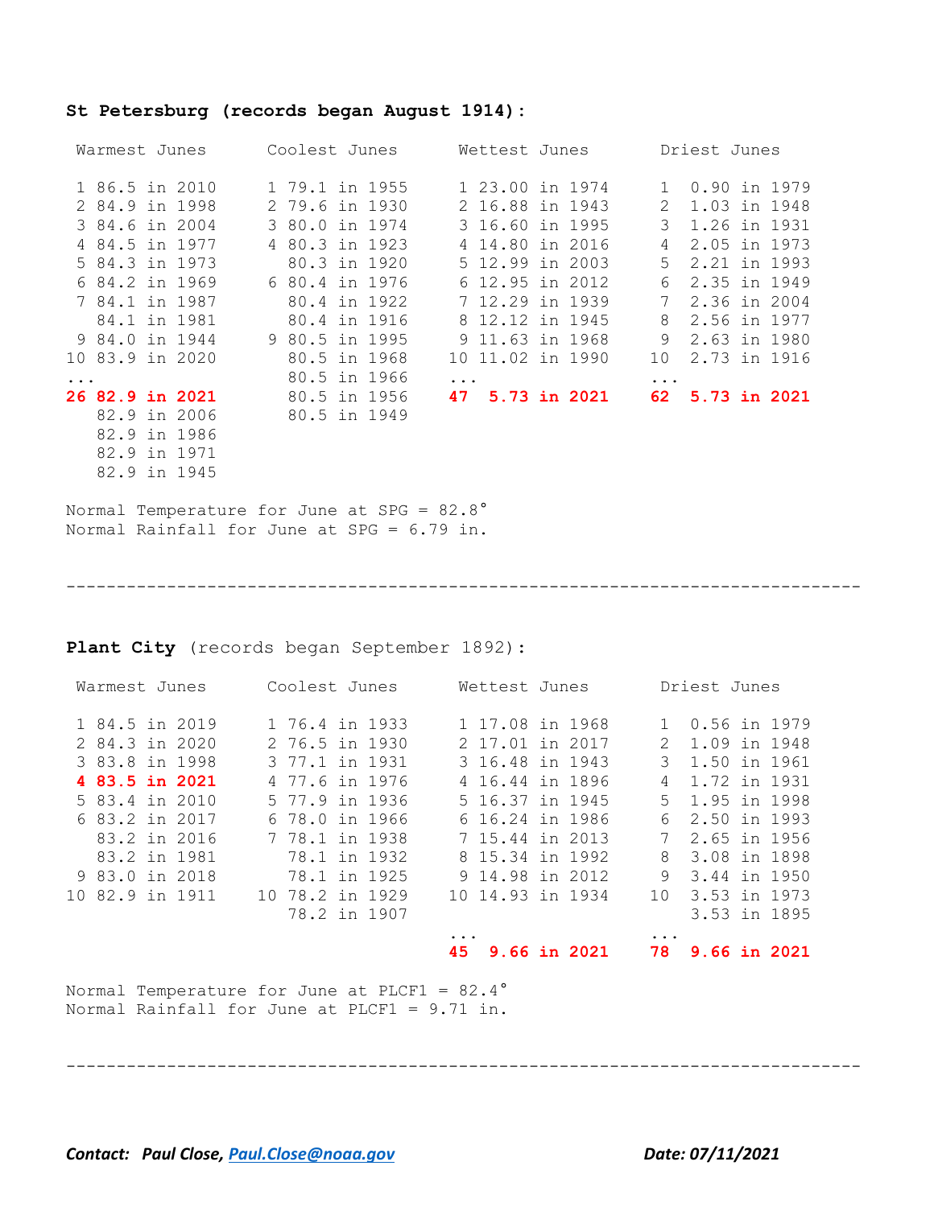**St Petersburg (records began August 1914):**

| Warmest Junes | Coolest Junes | Wettest Junes | Driest Junes |
|---|---|---|---|
| 1 86.5 in 2010 | 1 79.1 in 1955 | 1 23.00 in 1974 | 1 0.90 in 1979 |
| 2 84.9 in 1998 | 2 79.6 in 1930 | 2 16.88 in 1943 | 2 1.03 in 1948 |
| 3 84.6 in 2004 | 3 80.0 in 1974 | 3 16.60 in 1995 | 3 1.26 in 1931 |
| 4 84.5 in 1977 | 4 80.3 in 1923 | 4 14.80 in 2016 | 4 2.05 in 1973 |
| 5 84.3 in 1973 | 80.3 in 1920 | 5 12.99 in 2003 | 5 2.21 in 1993 |
| 6 84.2 in 1969 | 6 80.4 in 1976 | 6 12.95 in 2012 | 6 2.35 in 1949 |
| 7 84.1 in 1987 | 80.4 in 1922 | 7 12.29 in 1939 | 7 2.36 in 2004 |
| 84.1 in 1981 | 80.4 in 1916 | 8 12.12 in 1945 | 8 2.56 in 1977 |
| 9 84.0 in 1944 | 9 80.5 in 1995 | 9 11.63 in 1968 | 9 2.63 in 1980 |
| 10 83.9 in 2020 | 80.5 in 1968 | 10 11.02 in 1990 | 10 2.73 in 1916 |
| ... | 80.5 in 1966 | ... | ... |
| **26 82.9 in 2021** | 80.5 in 1956 | **47 5.73 in 2021** | **62 5.73 in 2021** |
| 82.9 in 2006 | 80.5 in 1949 | | |
| 82.9 in 1986 | | | |
| 82.9 in 1971 | | | |
| 82.9 in 1945 | | | |

Normal Temperature for June at SPG = 82.8°
Normal Rainfall for June at SPG = 6.79 in.

---

**Plant City** (records began September 1892):

| Warmest Junes | Coolest Junes | Wettest Junes | Driest Junes |
|---|---|---|---|
| 1 84.5 in 2019 | 1 76.4 in 1933 | 1 17.08 in 1968 | 1 0.56 in 1979 |
| 2 84.3 in 2020 | 2 76.5 in 1930 | 2 17.01 in 2017 | 2 1.09 in 1948 |
| 3 83.8 in 1998 | 3 77.1 in 1931 | 3 16.48 in 1943 | 3 1.50 in 1961 |
| **4 83.5 in 2021** | 4 77.6 in 1976 | 4 16.44 in 1896 | 4 1.72 in 1931 |
| 5 83.4 in 2010 | 5 77.9 in 1936 | 5 16.37 in 1945 | 5 1.95 in 1998 |
| 6 83.2 in 2017 | 6 78.0 in 1966 | 6 16.24 in 1986 | 6 2.50 in 1993 |
| 83.2 in 2016 | 7 78.1 in 1938 | 7 15.44 in 2013 | 7 2.65 in 1956 |
| 83.2 in 1981 | 78.1 in 1932 | 8 15.34 in 1992 | 8 3.08 in 1898 |
| 9 83.0 in 2018 | 78.1 in 1925 | 9 14.98 in 2012 | 9 3.44 in 1950 |
| 10 82.9 in 1911 | 10 78.2 in 1929 | 10 14.93 in 1934 | 10 3.53 in 1973 |
| | 78.2 in 1907 | | 3.53 in 1895 |
| | | ... | ... |
| | | **45 9.66 in 2021** | **78 9.66 in 2021** |

Normal Temperature for June at PLCF1 = 82.4°
Normal Rainfall for June at PLCF1 = 9.71 in.

---

***Contact: Paul Close, Paul.Close@noaa.gov*** ***Date: 07/11/2021***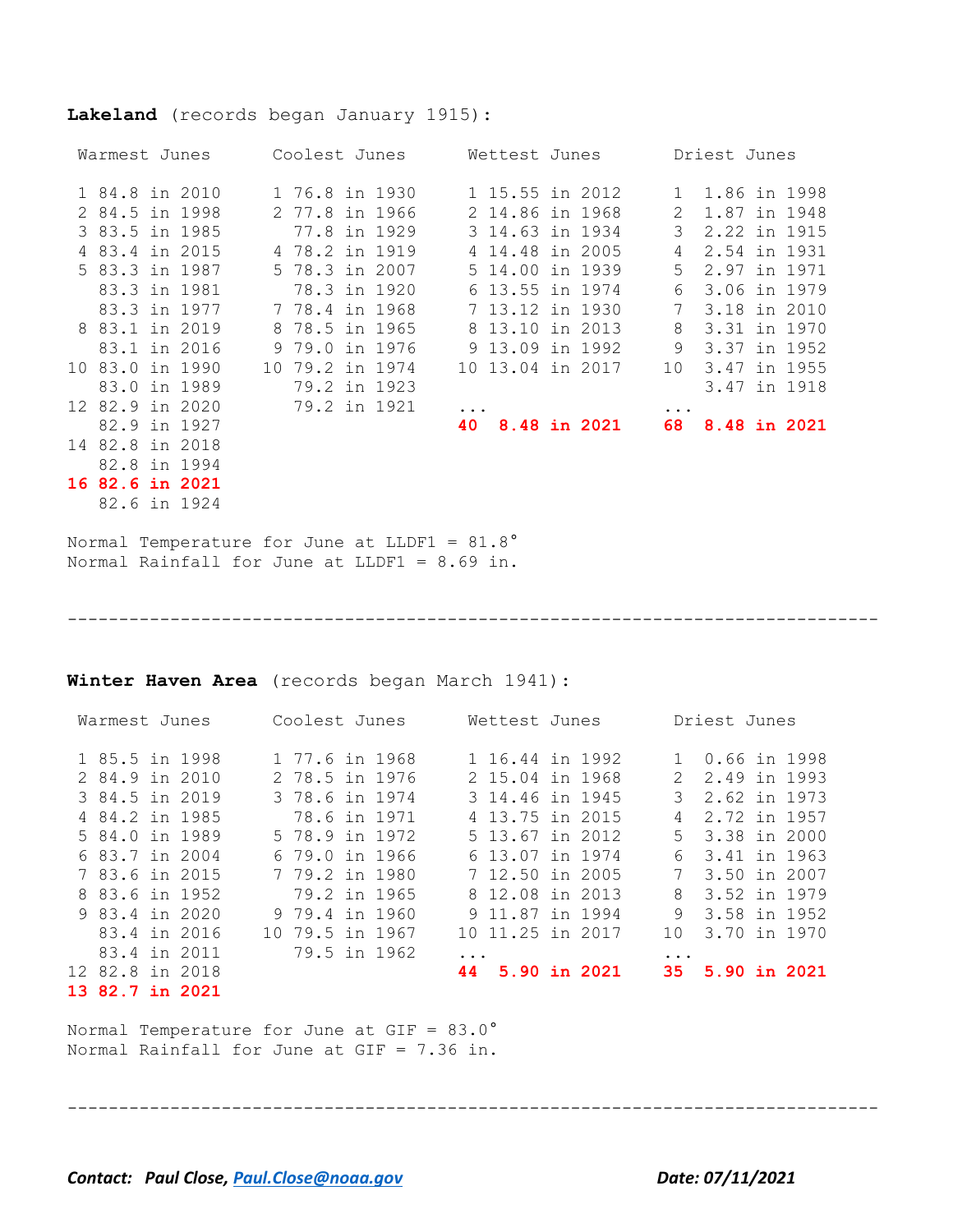**Lakeland** (records began January 1915):

| Warmest Junes | Coolest Junes | Wettest Junes | Driest Junes |
|---|---|---|---|
| 1 84.8 in 2010 | 1 76.8 in 1930 | 1 15.55 in 2012 | 1 1.86 in 1998 |
| 2 84.5 in 1998 | 2 77.8 in 1966 | 2 14.86 in 1968 | 2 1.87 in 1948 |
| 3 83.5 in 1985 | 77.8 in 1929 | 3 14.63 in 1934 | 3 2.22 in 1915 |
| 4 83.4 in 2015 | 4 78.2 in 1919 | 4 14.48 in 2005 | 4 2.54 in 1931 |
| 5 83.3 in 1987 | 5 78.3 in 2007 | 5 14.00 in 1939 | 5 2.97 in 1971 |
| 83.3 in 1981 | 78.3 in 1920 | 6 13.55 in 1974 | 6 3.06 in 1979 |
| 83.3 in 1977 | 7 78.4 in 1968 | 7 13.12 in 1930 | 7 3.18 in 2010 |
| 8 83.1 in 2019 | 8 78.5 in 1965 | 8 13.10 in 2013 | 8 3.31 in 1970 |
| 83.1 in 2016 | 9 79.0 in 1976 | 9 13.09 in 1992 | 9 3.37 in 1952 |
| 10 83.0 in 1990 | 10 79.2 in 1974 | 10 13.04 in 2017 | 10 3.47 in 1955 |
| 83.0 in 1989 | 79.2 in 1923 | | 3.47 in 1918 |
| 12 82.9 in 2020 | 79.2 in 1921 | ... | ... |
| 82.9 in 1927 | | **40 8.48 in 2021** | **68 8.48 in 2021** |
| 14 82.8 in 2018 | | | |
| 82.8 in 1994 | | | |
| **16 82.6 in 2021** | | | |
| 82.6 in 1924 | | | |

Normal Temperature for June at LLDF1 = 81.8°
Normal Rainfall for June at LLDF1 = 8.69 in.

---

**Winter Haven Area** (records began March 1941):

| Warmest Junes | Coolest Junes | Wettest Junes | Driest Junes |
|---|---|---|---|
| 1 85.5 in 1998 | 1 77.6 in 1968 | 1 16.44 in 1992 | 1 0.66 in 1998 |
| 2 84.9 in 2010 | 2 78.5 in 1976 | 2 15.04 in 1968 | 2 2.49 in 1993 |
| 3 84.5 in 2019 | 3 78.6 in 1974 | 3 14.46 in 1945 | 3 2.62 in 1973 |
| 4 84.2 in 1985 | 78.6 in 1971 | 4 13.75 in 2015 | 4 2.72 in 1957 |
| 5 84.0 in 1989 | 5 78.9 in 1972 | 5 13.67 in 2012 | 5 3.38 in 2000 |
| 6 83.7 in 2004 | 6 79.0 in 1966 | 6 13.07 in 1974 | 6 3.41 in 1963 |
| 7 83.6 in 2015 | 7 79.2 in 1980 | 7 12.50 in 2005 | 7 3.50 in 2007 |
| 8 83.6 in 1952 | 79.2 in 1965 | 8 12.08 in 2013 | 8 3.52 in 1979 |
| 9 83.4 in 2020 | 9 79.4 in 1960 | 9 11.87 in 1994 | 9 3.58 in 1952 |
| 83.4 in 2016 | 10 79.5 in 1967 | 10 11.25 in 2017 | 10 3.70 in 1970 |
| 83.4 in 2011 | 79.5 in 1962 | ... | ... |
| 12 82.8 in 2018 | | **44 5.90 in 2021** | **35 5.90 in 2021** |
| **13 82.7 in 2021** | | | |

Normal Temperature for June at GIF = 83.0°
Normal Rainfall for June at GIF = 7.36 in.

---

***Contact: Paul Close, Paul.Close@noaa.gov*** ***Date: 07/11/2021***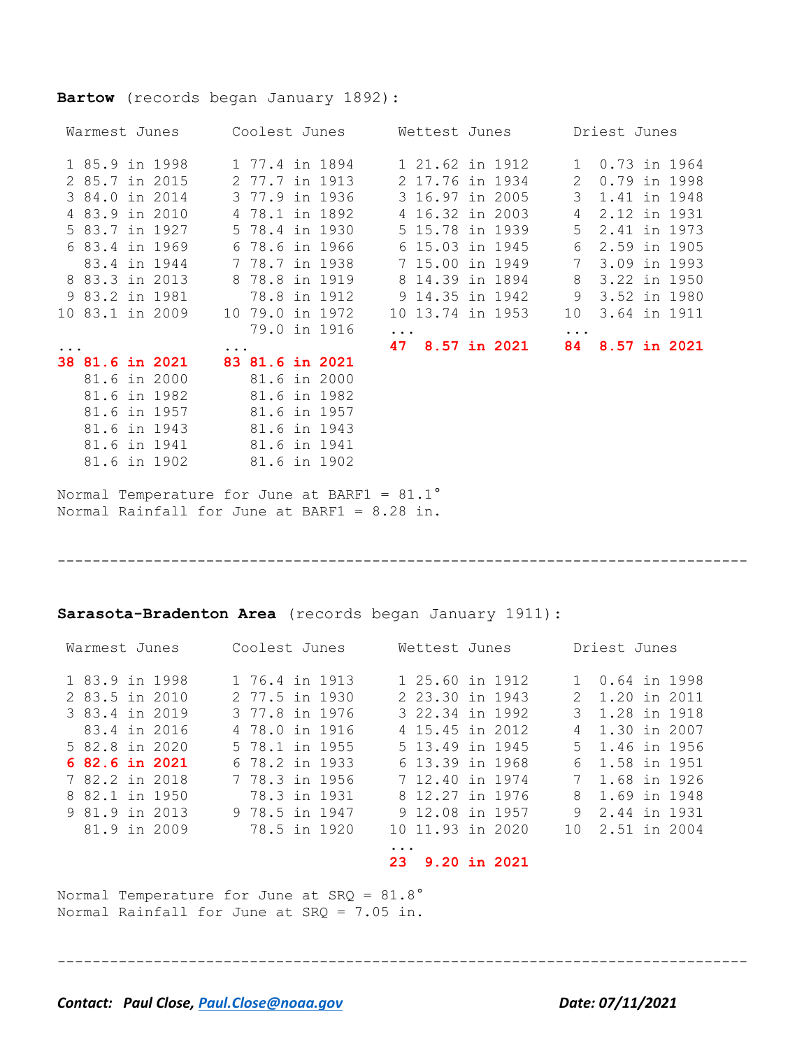**Bartow** (records began January 1892):

```
 Warmest Junes      Coolest Junes      Wettest Junes       Driest Junes

 1 85.9 in 1998     1 77.4 in 1894     1 21.62 in 1912     1  0.73 in 1964
 2 85.7 in 2015     2 77.7 in 1913     2 17.76 in 1934     2  0.79 in 1998
 3 84.0 in 2014     3 77.9 in 1936     3 16.97 in 2005     3  1.41 in 1948
 4 83.9 in 2010     4 78.1 in 1892     4 16.32 in 2003     4  2.12 in 1931
 5 83.7 in 1927     5 78.4 in 1930     5 15.78 in 1939     5  2.41 in 1973
 6 83.4 in 1969     6 78.6 in 1966     6 15.03 in 1945     6  2.59 in 1905
   83.4 in 1944     7 78.7 in 1938     7 15.00 in 1949     7  3.09 in 1993
 8 83.3 in 2013     8 78.8 in 1919     8 14.39 in 1894     8  3.22 in 1950
 9 83.2 in 1981       78.8 in 1912     9 14.35 in 1942     9  3.52 in 1980
10 83.1 in 2009    10 79.0 in 1972    10 13.74 in 1953    10  3.64 in 1911
                      79.0 in 1916    ...                 ...
...                ...                47  8.57 in 2021    84  8.57 in 2021
38 81.6 in 2021    83 81.6 in 2021
   81.6 in 2000       81.6 in 2000
   81.6 in 1982       81.6 in 1982
   81.6 in 1957       81.6 in 1957
   81.6 in 1943       81.6 in 1943
   81.6 in 1941       81.6 in 1941
   81.6 in 1902       81.6 in 1902
```

Normal Temperature for June at BARF1 = 81.1°
Normal Rainfall for June at BARF1 = 8.28 in.

---

**Sarasota-Bradenton Area** (records began January 1911):

```
 Warmest Junes      Coolest Junes      Wettest Junes       Driest Junes

 1 83.9 in 1998     1 76.4 in 1913     1 25.60 in 1912     1  0.64 in 1998
 2 83.5 in 2010     2 77.5 in 1930     2 23.30 in 1943     2  1.20 in 2011
 3 83.4 in 2019     3 77.8 in 1976     3 22.34 in 1992     3  1.28 in 1918
   83.4 in 2016     4 78.0 in 1916     4 15.45 in 2012     4  1.30 in 2007
 5 82.8 in 2020     5 78.1 in 1955     5 13.49 in 1945     5  1.46 in 1956
 6 82.6 in 2021     6 78.2 in 1933     6 13.39 in 1968     6  1.58 in 1951
 7 82.2 in 2018     7 78.3 in 1956     7 12.40 in 1974     7  1.68 in 1926
 8 82.1 in 1950       78.3 in 1931     8 12.27 in 1976     8  1.69 in 1948
 9 81.9 in 2013     9 78.5 in 1947     9 12.08 in 1957     9  2.44 in 1931
   81.9 in 2009       78.5 in 1920    10 11.93 in 2020    10  2.51 in 2004
                                      ...
                                      23  9.20 in 2021
```

Normal Temperature for June at SRQ = 81.8°
Normal Rainfall for June at SRQ = 7.05 in.

---

***Contact: Paul Close, Paul.Close@noaa.gov*** ***Date: 07/11/2021***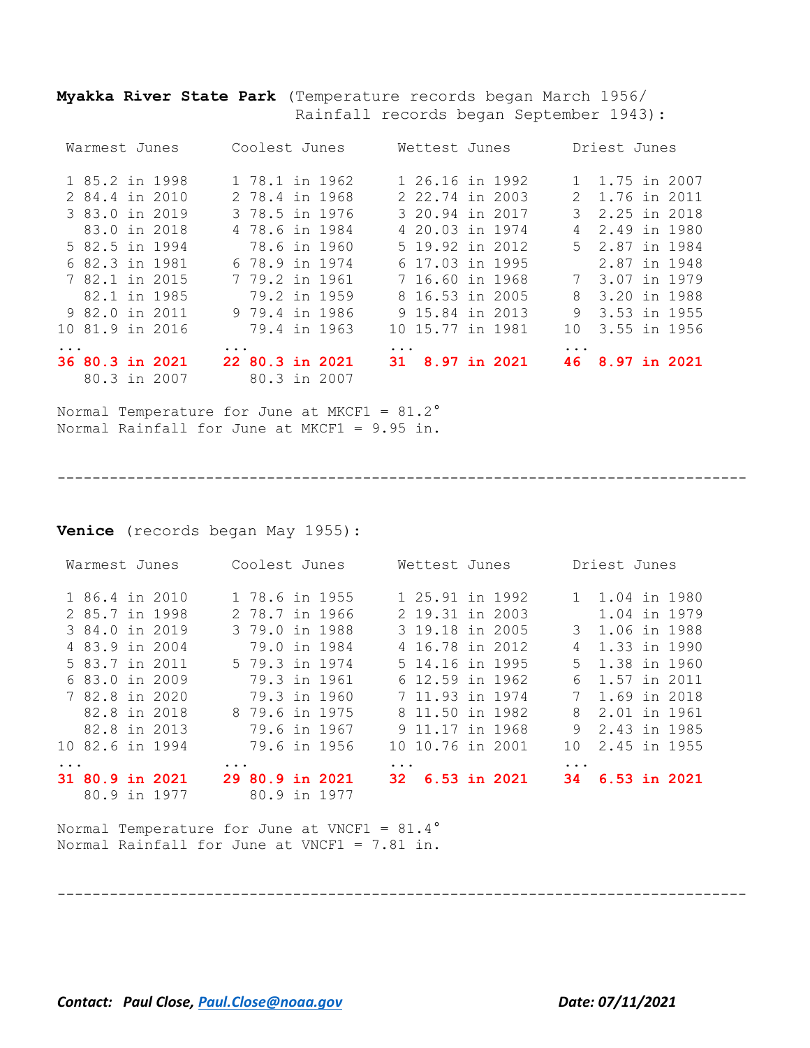**Myakka River State Park** (Temperature records began March 1956/ Rainfall records began September 1943):

| Warmest Junes | Coolest Junes | Wettest Junes | Driest Junes |
|---|---|---|---|
| 1 85.2 in 1998 | 1 78.1 in 1962 | 1 26.16 in 1992 | 1 1.75 in 2007 |
| 2 84.4 in 2010 | 2 78.4 in 1968 | 2 22.74 in 2003 | 2 1.76 in 2011 |
| 3 83.0 in 2019 | 3 78.5 in 1976 | 3 20.94 in 2017 | 3 2.25 in 2018 |
| 83.0 in 2018 | 4 78.6 in 1984 | 4 20.03 in 1974 | 4 2.49 in 1980 |
| 5 82.5 in 1994 | 78.6 in 1960 | 5 19.92 in 2012 | 5 2.87 in 1984 |
| 6 82.3 in 1981 | 6 78.9 in 1974 | 6 17.03 in 1995 | 2.87 in 1948 |
| 7 82.1 in 2015 | 7 79.2 in 1961 | 7 16.60 in 1968 | 7 3.07 in 1979 |
| 82.1 in 1985 | 79.2 in 1959 | 8 16.53 in 2005 | 8 3.20 in 1988 |
| 9 82.0 in 2011 | 9 79.4 in 1986 | 9 15.84 in 2013 | 9 3.53 in 1955 |
| 10 81.9 in 2016 | 79.4 in 1963 | 10 15.77 in 1981 | 10 3.55 in 1956 |
| ... | ... | ... | ... |
| **36 80.3 in 2021** | **22 80.3 in 2021** | **31 8.97 in 2021** | **46 8.97 in 2021** |
| 80.3 in 2007 | 80.3 in 2007 | | |

Normal Temperature for June at MKCF1 = 81.2°
Normal Rainfall for June at MKCF1 = 9.95 in.

---

**Venice** (records began May 1955):

| Warmest Junes | Coolest Junes | Wettest Junes | Driest Junes |
|---|---|---|---|
| 1 86.4 in 2010 | 1 78.6 in 1955 | 1 25.91 in 1992 | 1 1.04 in 1980 |
| 2 85.7 in 1998 | 2 78.7 in 1966 | 2 19.31 in 2003 | 1.04 in 1979 |
| 3 84.0 in 2019 | 3 79.0 in 1988 | 3 19.18 in 2005 | 3 1.06 in 1988 |
| 4 83.9 in 2004 | 79.0 in 1984 | 4 16.78 in 2012 | 4 1.33 in 1990 |
| 5 83.7 in 2011 | 5 79.3 in 1974 | 5 14.16 in 1995 | 5 1.38 in 1960 |
| 6 83.0 in 2009 | 79.3 in 1961 | 6 12.59 in 1962 | 6 1.57 in 2011 |
| 7 82.8 in 2020 | 79.3 in 1960 | 7 11.93 in 1974 | 7 1.69 in 2018 |
| 82.8 in 2018 | 8 79.6 in 1975 | 8 11.50 in 1982 | 8 2.01 in 1961 |
| 82.8 in 2013 | 79.6 in 1967 | 9 11.17 in 1968 | 9 2.43 in 1985 |
| 10 82.6 in 1994 | 79.6 in 1956 | 10 10.76 in 2001 | 10 2.45 in 1955 |
| ... | ... | ... | ... |
| **31 80.9 in 2021** | **29 80.9 in 2021** | **32 6.53 in 2021** | **34 6.53 in 2021** |
| 80.9 in 1977 | 80.9 in 1977 | | |

Normal Temperature for June at VNCF1 = 81.4°
Normal Rainfall for June at VNCF1 = 7.81 in.

---

***Contact: Paul Close, [Paul.Close@noaa.gov](mailto:Paul.Close@noaa.gov)*** ***Date: 07/11/2021***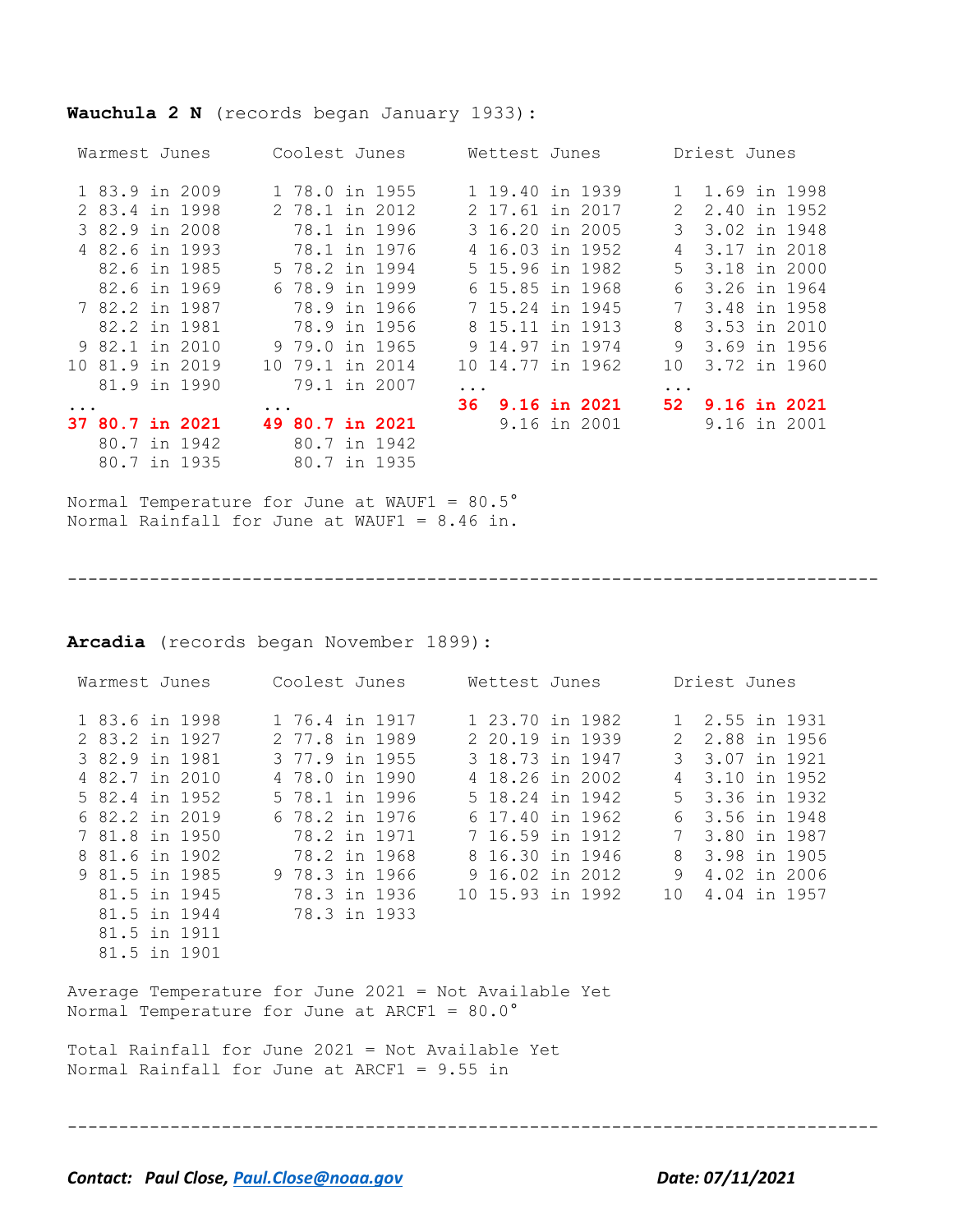**Wauchula 2 N** (records began January 1933):

| Warmest Junes | Coolest Junes | Wettest Junes | Driest Junes |
|---|---|---|---|
| 1 83.9 in 2009 | 1 78.0 in 1955 | 1 19.40 in 1939 | 1 1.69 in 1998 |
| 2 83.4 in 1998 | 2 78.1 in 2012 | 2 17.61 in 2017 | 2 2.40 in 1952 |
| 3 82.9 in 2008 | 78.1 in 1996 | 3 16.20 in 2005 | 3 3.02 in 1948 |
| 4 82.6 in 1993 | 78.1 in 1976 | 4 16.03 in 1952 | 4 3.17 in 2018 |
| 82.6 in 1985 | 5 78.2 in 1994 | 5 15.96 in 1982 | 5 3.18 in 2000 |
| 82.6 in 1969 | 6 78.9 in 1999 | 6 15.85 in 1968 | 6 3.26 in 1964 |
| 7 82.2 in 1987 | 78.9 in 1966 | 7 15.24 in 1945 | 7 3.48 in 1958 |
| 82.2 in 1981 | 78.9 in 1956 | 8 15.11 in 1913 | 8 3.53 in 2010 |
| 9 82.1 in 2010 | 9 79.0 in 1965 | 9 14.97 in 1974 | 9 3.69 in 1956 |
| 10 81.9 in 2019 | 10 79.1 in 2014 | 10 14.77 in 1962 | 10 3.72 in 1960 |
| 81.9 in 1990 | 79.1 in 2007 | ... | ... |
| ... | ... | **36 9.16 in 2021** | **52 9.16 in 2021** |
| **37 80.7 in 2021** | **49 80.7 in 2021** | 9.16 in 2001 | 9.16 in 2001 |
| 80.7 in 1942 | 80.7 in 1942 | | |
| 80.7 in 1935 | 80.7 in 1935 | | |

Normal Temperature for June at WAUF1 = 80.5°
Normal Rainfall for June at WAUF1 = 8.46 in.

---

**Arcadia** (records began November 1899):

| Warmest Junes | Coolest Junes | Wettest Junes | Driest Junes |
|---|---|---|---|
| 1 83.6 in 1998 | 1 76.4 in 1917 | 1 23.70 in 1982 | 1 2.55 in 1931 |
| 2 83.2 in 1927 | 2 77.8 in 1989 | 2 20.19 in 1939 | 2 2.88 in 1956 |
| 3 82.9 in 1981 | 3 77.9 in 1955 | 3 18.73 in 1947 | 3 3.07 in 1921 |
| 4 82.7 in 2010 | 4 78.0 in 1990 | 4 18.26 in 2002 | 4 3.10 in 1952 |
| 5 82.4 in 1952 | 5 78.1 in 1996 | 5 18.24 in 1942 | 5 3.36 in 1932 |
| 6 82.2 in 2019 | 6 78.2 in 1976 | 6 17.40 in 1962 | 6 3.56 in 1948 |
| 7 81.8 in 1950 | 78.2 in 1971 | 7 16.59 in 1912 | 7 3.80 in 1987 |
| 8 81.6 in 1902 | 78.2 in 1968 | 8 16.30 in 1946 | 8 3.98 in 1905 |
| 9 81.5 in 1985 | 9 78.3 in 1966 | 9 16.02 in 2012 | 9 4.02 in 2006 |
| 81.5 in 1945 | 78.3 in 1936 | 10 15.93 in 1992 | 10 4.04 in 1957 |
| 81.5 in 1944 | 78.3 in 1933 | | |
| 81.5 in 1911 | | | |
| 81.5 in 1901 | | | |

Average Temperature for June 2021 = Not Available Yet
Normal Temperature for June at ARCF1 = 80.0°

Total Rainfall for June 2021 = Not Available Yet
Normal Rainfall for June at ARCF1 = 9.55 in

---

***Contact: Paul Close, Paul.Close@noaa.gov*** ***Date: 07/11/2021***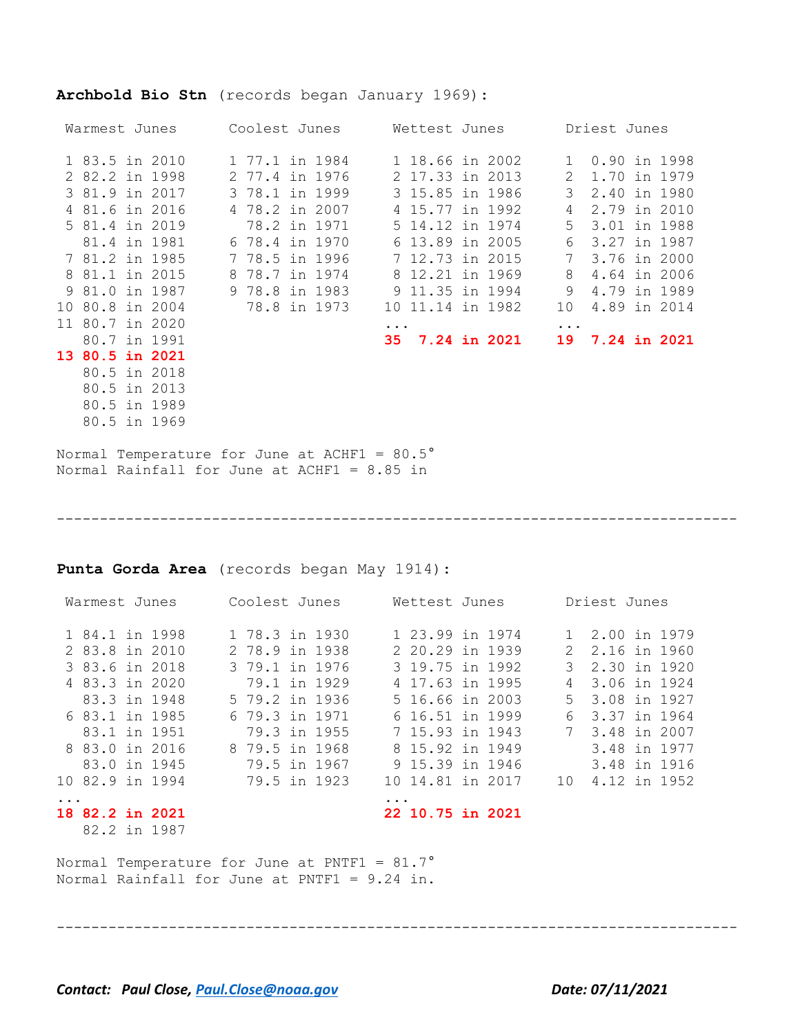**Archbold Bio Stn** (records began January 1969):

| Warmest Junes | Coolest Junes | Wettest Junes | Driest Junes |
|---|---|---|---|
| 1 83.5 in 2010 | 1 77.1 in 1984 | 1 18.66 in 2002 | 1 0.90 in 1998 |
| 2 82.2 in 1998 | 2 77.4 in 1976 | 2 17.33 in 2013 | 2 1.70 in 1979 |
| 3 81.9 in 2017 | 3 78.1 in 1999 | 3 15.85 in 1986 | 3 2.40 in 1980 |
| 4 81.6 in 2016 | 4 78.2 in 2007 | 4 15.77 in 1992 | 4 2.79 in 2010 |
| 5 81.4 in 2019 | 78.2 in 1971 | 5 14.12 in 1974 | 5 3.01 in 1988 |
| 81.4 in 1981 | 6 78.4 in 1970 | 6 13.89 in 2005 | 6 3.27 in 1987 |
| 7 81.2 in 1985 | 7 78.5 in 1996 | 7 12.73 in 2015 | 7 3.76 in 2000 |
| 8 81.1 in 2015 | 8 78.7 in 1974 | 8 12.21 in 1969 | 8 4.64 in 2006 |
| 9 81.0 in 1987 | 9 78.8 in 1983 | 9 11.35 in 1994 | 9 4.79 in 1989 |
| 10 80.8 in 2004 | 78.8 in 1973 | 10 11.14 in 1982 | 10 4.89 in 2014 |
| 11 80.7 in 2020 | | ... | ... |
| 80.7 in 1991 | | **35 7.24 in 2021** | **19 7.24 in 2021** |
| **13 80.5 in 2021** | | | |
| 80.5 in 2018 | | | |
| 80.5 in 2013 | | | |
| 80.5 in 1989 | | | |
| 80.5 in 1969 | | | |

Normal Temperature for June at ACHF1 = 80.5°
Normal Rainfall for June at ACHF1 = 8.85 in

---

**Punta Gorda Area** (records began May 1914):

| Warmest Junes | Coolest Junes | Wettest Junes | Driest Junes |
|---|---|---|---|
| 1 84.1 in 1998 | 1 78.3 in 1930 | 1 23.99 in 1974 | 1 2.00 in 1979 |
| 2 83.8 in 2010 | 2 78.9 in 1938 | 2 20.29 in 1939 | 2 2.16 in 1960 |
| 3 83.6 in 2018 | 3 79.1 in 1976 | 3 19.75 in 1992 | 3 2.30 in 1920 |
| 4 83.3 in 2020 | 79.1 in 1929 | 4 17.63 in 1995 | 4 3.06 in 1924 |
| 83.3 in 1948 | 5 79.2 in 1936 | 5 16.66 in 2003 | 5 3.08 in 1927 |
| 6 83.1 in 1985 | 6 79.3 in 1971 | 6 16.51 in 1999 | 6 3.37 in 1964 |
| 83.1 in 1951 | 79.3 in 1955 | 7 15.93 in 1943 | 7 3.48 in 2007 |
| 8 83.0 in 2016 | 8 79.5 in 1968 | 8 15.92 in 1949 | 3.48 in 1977 |
| 83.0 in 1945 | 79.5 in 1967 | 9 15.39 in 1946 | 3.48 in 1916 |
| 10 82.9 in 1994 | 79.5 in 1923 | 10 14.81 in 2017 | 10 4.12 in 1952 |
| ... | | ... | |
| **18 82.2 in 2021** | | **22 10.75 in 2021** | |
| 82.2 in 1987 | | | |

Normal Temperature for June at PNTF1 = 81.7°
Normal Rainfall for June at PNTF1 = 9.24 in.

---

***Contact: Paul Close, [Paul.Close@noaa.gov](mailto:Paul.Close@noaa.gov)*** ***Date: 07/11/2021***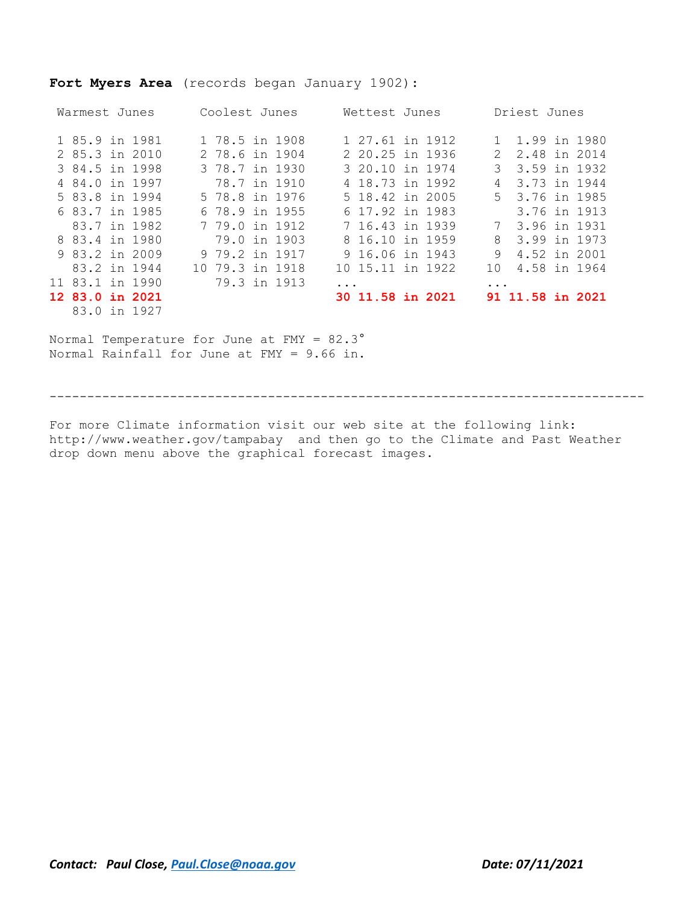**Fort Myers Area** (records began January 1902):

| Warmest Junes | Coolest Junes | Wettest Junes | Driest Junes |
|---|---|---|---|
| 1 85.9 in 1981 | 1 78.5 in 1908 | 1 27.61 in 1912 | 1 1.99 in 1980 |
| 2 85.3 in 2010 | 2 78.6 in 1904 | 2 20.25 in 1936 | 2 2.48 in 2014 |
| 3 84.5 in 1998 | 3 78.7 in 1930 | 3 20.10 in 1974 | 3 3.59 in 1932 |
| 4 84.0 in 1997 | 78.7 in 1910 | 4 18.73 in 1992 | 4 3.73 in 1944 |
| 5 83.8 in 1994 | 5 78.8 in 1976 | 5 18.42 in 2005 | 5 3.76 in 1985 |
| 6 83.7 in 1985 | 6 78.9 in 1955 | 6 17.92 in 1983 | 3.76 in 1913 |
| 83.7 in 1982 | 7 79.0 in 1912 | 7 16.43 in 1939 | 7 3.96 in 1931 |
| 8 83.4 in 1980 | 79.0 in 1903 | 8 16.10 in 1959 | 8 3.99 in 1973 |
| 9 83.2 in 2009 | 9 79.2 in 1917 | 9 16.06 in 1943 | 9 4.52 in 2001 |
| 83.2 in 1944 | 10 79.3 in 1918 | 10 15.11 in 1922 | 10 4.58 in 1964 |
| 11 83.1 in 1990 | 79.3 in 1913 | ... | ... |
| **12 83.0 in 2021** | | **30 11.58 in 2021** | **91 11.58 in 2021** |
| 83.0 in 1927 | | | |

Normal Temperature for June at FMY = 82.3°
Normal Rainfall for June at FMY = 9.66 in.

---

For more Climate information visit our web site at the following link: http://www.weather.gov/tampabay and then go to the Climate and Past Weather drop down menu above the graphical forecast images.

***Contact: Paul Close, [Paul.Close@noaa.gov](mailto:Paul.Close@noaa.gov)*** ***Date: 07/11/2021***